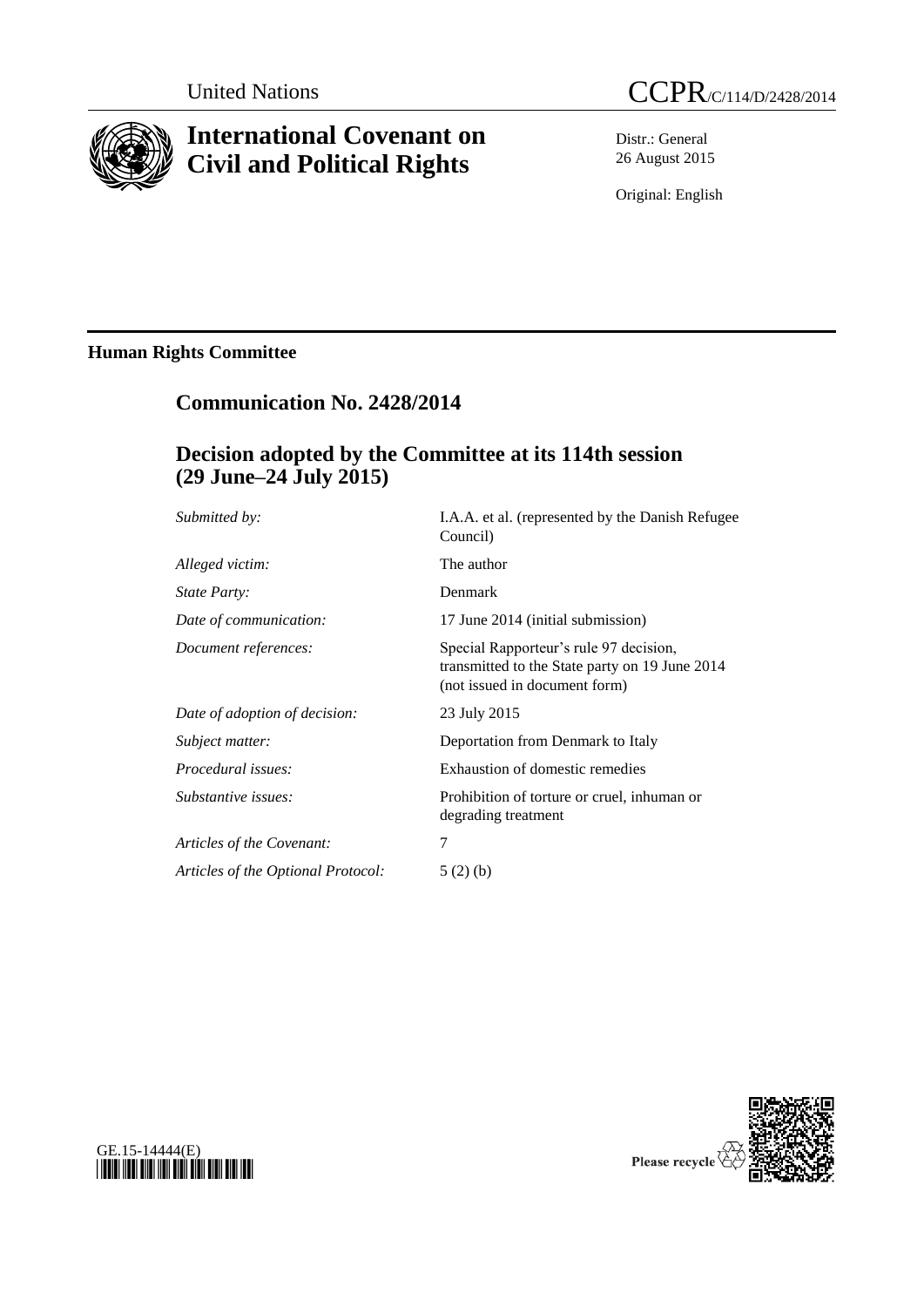United Nations

CCPR/C/114/D/2428/2014

# International Covenant on Civil and Political Rights

Distr.: General
26 August 2015

Original: English

**Human Rights Committee**

## Communication No. 2428/2014

## Decision adopted by the Committee at its 114th session (29 June–24 July 2015)

| | |
|---|---|
| *Submitted by:* | I.A.A. et al. (represented by the Danish Refugee Council) |
| *Alleged victim:* | The author |
| *State Party:* | Denmark |
| *Date of communication:* | 17 June 2014 (initial submission) |
| *Document references:* | Special Rapporteur's rule 97 decision, transmitted to the State party on 19 June 2014 (not issued in document form) |
| *Date of adoption of decision:* | 23 July 2015 |
| *Subject matter:* | Deportation from Denmark to Italy |
| *Procedural issues:* | Exhaustion of domestic remedies |
| *Substantive issues:* | Prohibition of torture or cruel, inhuman or degrading treatment |
| *Articles of the Covenant:* | 7 |
| *Articles of the Optional Protocol:* | 5 (2) (b) |

GE.15-14444(E)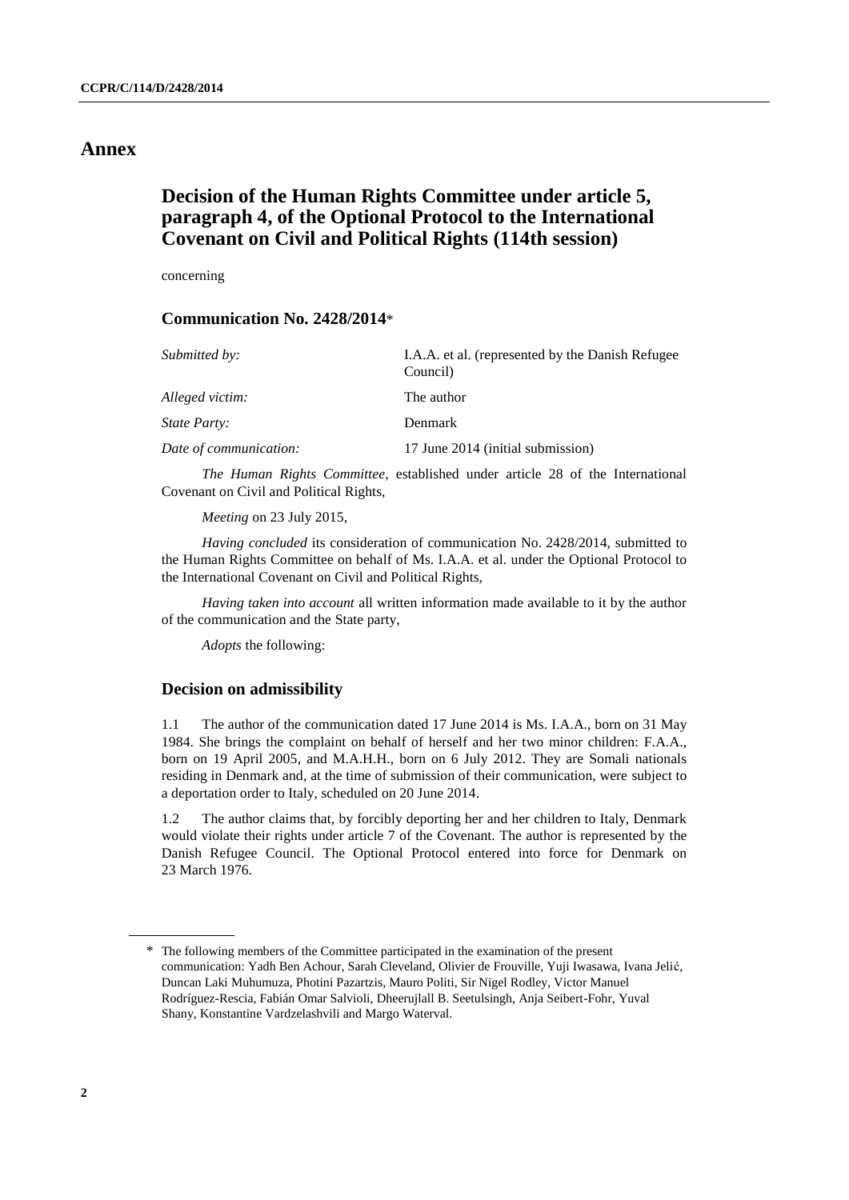# Annex

## Decision of the Human Rights Committee under article 5, paragraph 4, of the Optional Protocol to the International Covenant on Civil and Political Rights (114th session)

concerning

### Communication No. 2428/2014*

| | |
|---|---|
| *Submitted by:* | I.A.A. et al. (represented by the Danish Refugee Council) |
| *Alleged victim:* | The author |
| *State Party:* | Denmark |
| *Date of communication:* | 17 June 2014 (initial submission) |

*The Human Rights Committee*, established under article 28 of the International Covenant on Civil and Political Rights,

*Meeting* on 23 July 2015,

*Having concluded* its consideration of communication No. 2428/2014, submitted to the Human Rights Committee on behalf of Ms. I.A.A. et al. under the Optional Protocol to the International Covenant on Civil and Political Rights,

*Having taken into account* all written information made available to it by the author of the communication and the State party,

*Adopts* the following:

### Decision on admissibility

1.1 The author of the communication dated 17 June 2014 is Ms. I.A.A., born on 31 May 1984. She brings the complaint on behalf of herself and her two minor children: F.A.A., born on 19 April 2005, and M.A.H.H., born on 6 July 2012. They are Somali nationals residing in Denmark and, at the time of submission of their communication, were subject to a deportation order to Italy, scheduled on 20 June 2014.

1.2 The author claims that, by forcibly deporting her and her children to Italy, Denmark would violate their rights under article 7 of the Covenant. The author is represented by the Danish Refugee Council. The Optional Protocol entered into force for Denmark on 23 March 1976.

---

\* The following members of the Committee participated in the examination of the present communication: Yadh Ben Achour, Sarah Cleveland, Olivier de Frouville, Yuji Iwasawa, Ivana Jelić, Duncan Laki Muhumuza, Photini Pazartzis, Mauro Politi, Sir Nigel Rodley, Victor Manuel Rodríguez-Rescia, Fabián Omar Salvioli, Dheerujlall B. Seetulsingh, Anja Seibert-Fohr, Yuval Shany, Konstantine Vardzelashvili and Margo Waterval.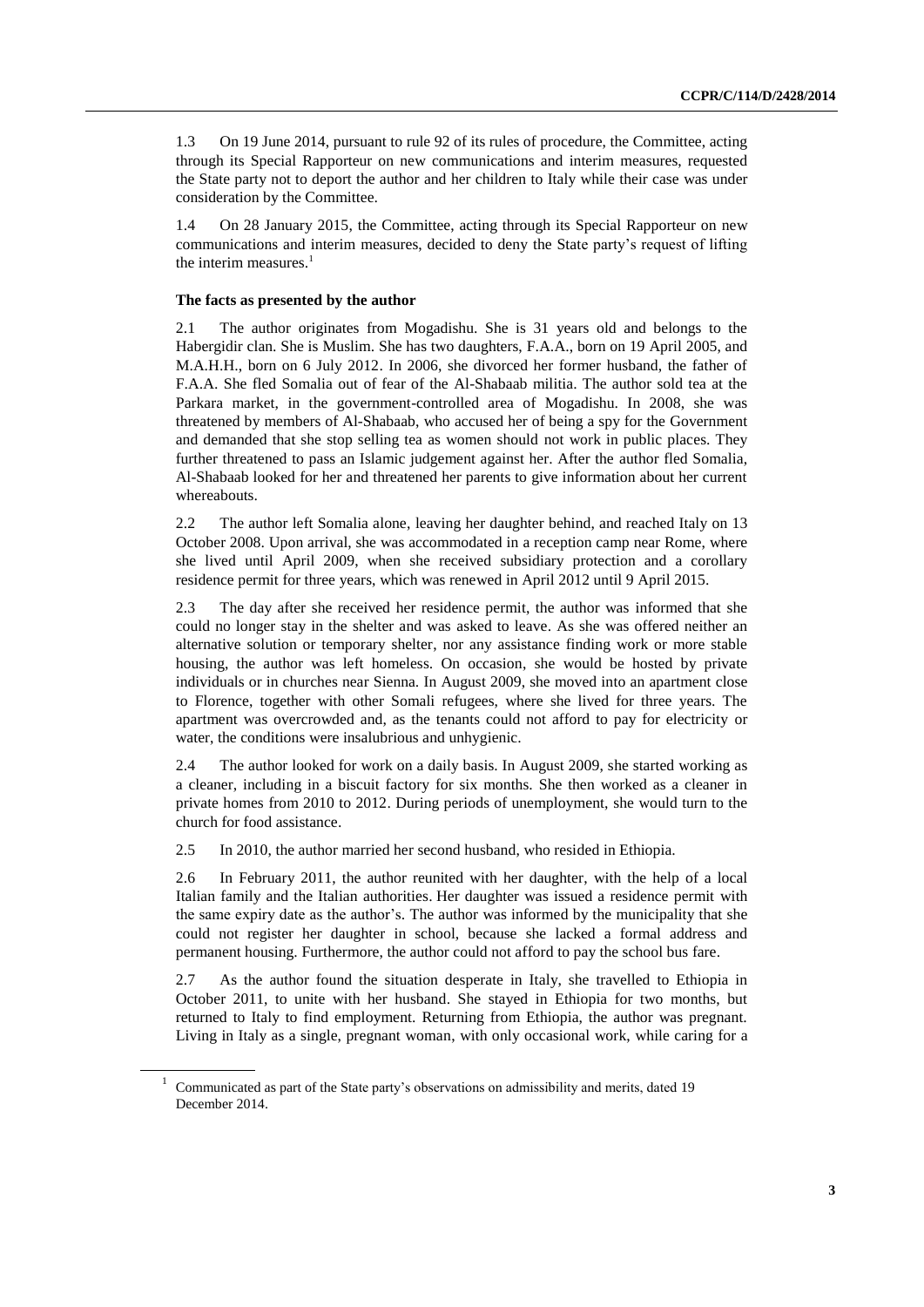1.3 On 19 June 2014, pursuant to rule 92 of its rules of procedure, the Committee, acting through its Special Rapporteur on new communications and interim measures, requested the State party not to deport the author and her children to Italy while their case was under consideration by the Committee.

1.4 On 28 January 2015, the Committee, acting through its Special Rapporteur on new communications and interim measures, decided to deny the State party's request of lifting the interim measures.[1]

### The facts as presented by the author

2.1 The author originates from Mogadishu. She is 31 years old and belongs to the Habergidir clan. She is Muslim. She has two daughters, F.A.A., born on 19 April 2005, and M.A.H.H., born on 6 July 2012. In 2006, she divorced her former husband, the father of F.A.A. She fled Somalia out of fear of the Al-Shabaab militia. The author sold tea at the Parkara market, in the government-controlled area of Mogadishu. In 2008, she was threatened by members of Al-Shabaab, who accused her of being a spy for the Government and demanded that she stop selling tea as women should not work in public places. They further threatened to pass an Islamic judgement against her. After the author fled Somalia, Al-Shabaab looked for her and threatened her parents to give information about her current whereabouts.

2.2 The author left Somalia alone, leaving her daughter behind, and reached Italy on 13 October 2008. Upon arrival, she was accommodated in a reception camp near Rome, where she lived until April 2009, when she received subsidiary protection and a corollary residence permit for three years, which was renewed in April 2012 until 9 April 2015.

2.3 The day after she received her residence permit, the author was informed that she could no longer stay in the shelter and was asked to leave. As she was offered neither an alternative solution or temporary shelter, nor any assistance finding work or more stable housing, the author was left homeless. On occasion, she would be hosted by private individuals or in churches near Sienna. In August 2009, she moved into an apartment close to Florence, together with other Somali refugees, where she lived for three years. The apartment was overcrowded and, as the tenants could not afford to pay for electricity or water, the conditions were insalubrious and unhygienic.

2.4 The author looked for work on a daily basis. In August 2009, she started working as a cleaner, including in a biscuit factory for six months. She then worked as a cleaner in private homes from 2010 to 2012. During periods of unemployment, she would turn to the church for food assistance.

2.5 In 2010, the author married her second husband, who resided in Ethiopia.

2.6 In February 2011, the author reunited with her daughter, with the help of a local Italian family and the Italian authorities. Her daughter was issued a residence permit with the same expiry date as the author's. The author was informed by the municipality that she could not register her daughter in school, because she lacked a formal address and permanent housing. Furthermore, the author could not afford to pay the school bus fare.

2.7 As the author found the situation desperate in Italy, she travelled to Ethiopia in October 2011, to unite with her husband. She stayed in Ethiopia for two months, but returned to Italy to find employment. Returning from Ethiopia, the author was pregnant. Living in Italy as a single, pregnant woman, with only occasional work, while caring for a

[1] Communicated as part of the State party's observations on admissibility and merits, dated 19 December 2014.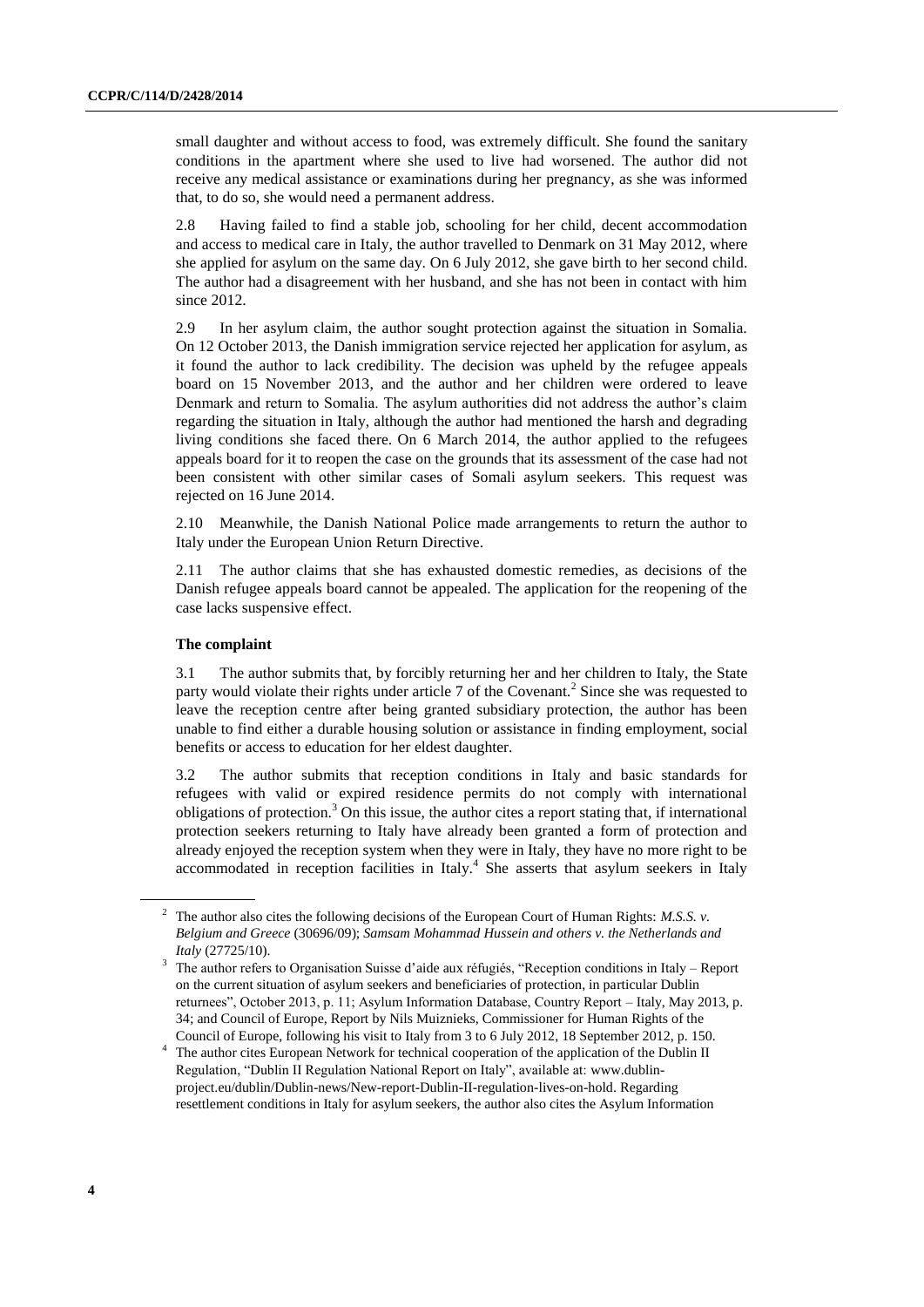small daughter and without access to food, was extremely difficult. She found the sanitary conditions in the apartment where she used to live had worsened. The author did not receive any medical assistance or examinations during her pregnancy, as she was informed that, to do so, she would need a permanent address.

2.8 Having failed to find a stable job, schooling for her child, decent accommodation and access to medical care in Italy, the author travelled to Denmark on 31 May 2012, where she applied for asylum on the same day. On 6 July 2012, she gave birth to her second child. The author had a disagreement with her husband, and she has not been in contact with him since 2012.

2.9 In her asylum claim, the author sought protection against the situation in Somalia. On 12 October 2013, the Danish immigration service rejected her application for asylum, as it found the author to lack credibility. The decision was upheld by the refugee appeals board on 15 November 2013, and the author and her children were ordered to leave Denmark and return to Somalia. The asylum authorities did not address the author's claim regarding the situation in Italy, although the author had mentioned the harsh and degrading living conditions she faced there. On 6 March 2014, the author applied to the refugees appeals board for it to reopen the case on the grounds that its assessment of the case had not been consistent with other similar cases of Somali asylum seekers. This request was rejected on 16 June 2014.

2.10 Meanwhile, the Danish National Police made arrangements to return the author to Italy under the European Union Return Directive.

2.11 The author claims that she has exhausted domestic remedies, as decisions of the Danish refugee appeals board cannot be appealed. The application for the reopening of the case lacks suspensive effect.

### The complaint

3.1 The author submits that, by forcibly returning her and her children to Italy, the State party would violate their rights under article 7 of the Covenant.[2] Since she was requested to leave the reception centre after being granted subsidiary protection, the author has been unable to find either a durable housing solution or assistance in finding employment, social benefits or access to education for her eldest daughter.

3.2 The author submits that reception conditions in Italy and basic standards for refugees with valid or expired residence permits do not comply with international obligations of protection.[3] On this issue, the author cites a report stating that, if international protection seekers returning to Italy have already been granted a form of protection and already enjoyed the reception system when they were in Italy, they have no more right to be accommodated in reception facilities in Italy.[4] She asserts that asylum seekers in Italy

---

[2] The author also cites the following decisions of the European Court of Human Rights: *M.S.S. v. Belgium and Greece* (30696/09); *Samsam Mohammad Hussein and others v. the Netherlands and Italy* (27725/10).

[3] The author refers to Organisation Suisse d'aide aux réfugiés, "Reception conditions in Italy – Report on the current situation of asylum seekers and beneficiaries of protection, in particular Dublin returnees", October 2013, p. 11; Asylum Information Database, Country Report – Italy, May 2013, p. 34; and Council of Europe, Report by Nils Muiznieks, Commissioner for Human Rights of the Council of Europe, following his visit to Italy from 3 to 6 July 2012, 18 September 2012, p. 150.

[4] The author cites European Network for technical cooperation of the application of the Dublin II Regulation, "Dublin II Regulation National Report on Italy", available at: www.dublin-project.eu/dublin/Dublin-news/New-report-Dublin-II-regulation-lives-on-hold. Regarding resettlement conditions in Italy for asylum seekers, the author also cites the Asylum Information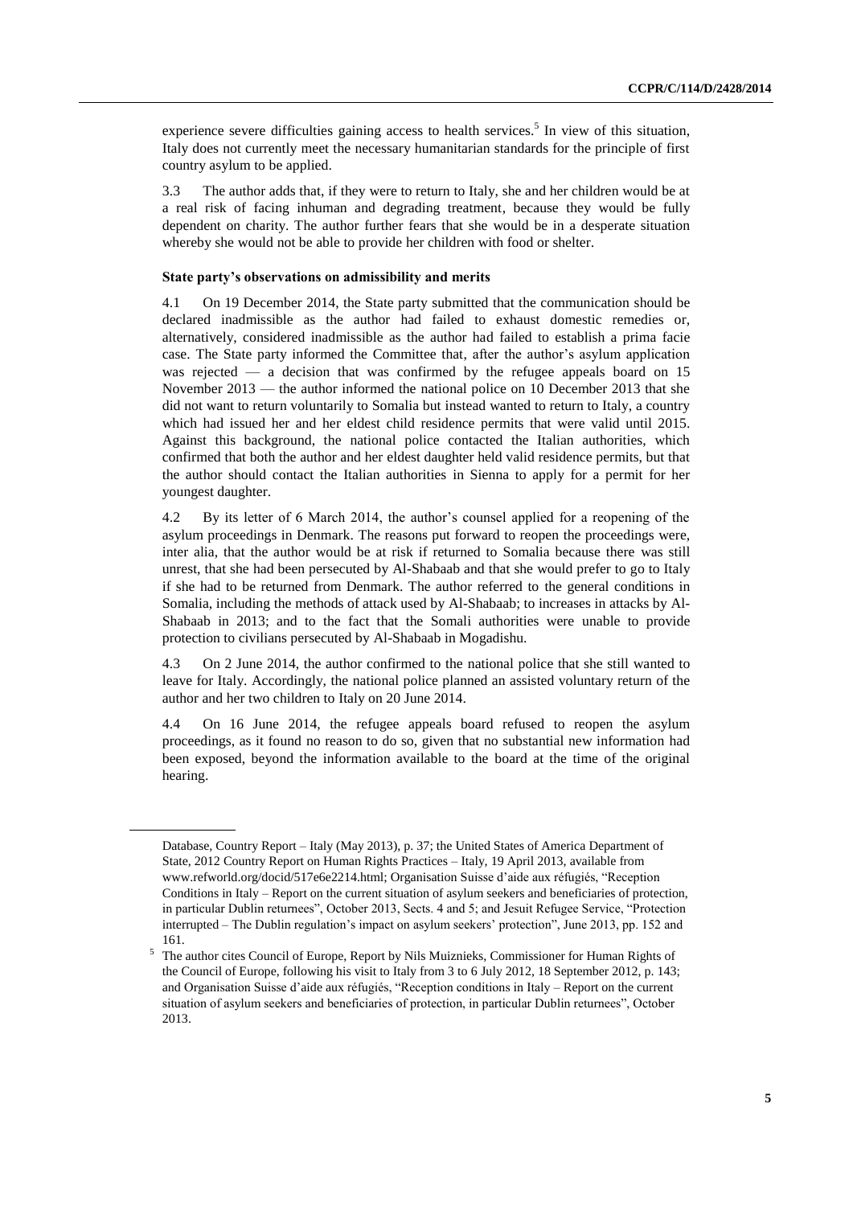experience severe difficulties gaining access to health services.[5] In view of this situation, Italy does not currently meet the necessary humanitarian standards for the principle of first country asylum to be applied.

3.3 The author adds that, if they were to return to Italy, she and her children would be at a real risk of facing inhuman and degrading treatment, because they would be fully dependent on charity. The author further fears that she would be in a desperate situation whereby she would not be able to provide her children with food or shelter.

**State party's observations on admissibility and merits**

4.1 On 19 December 2014, the State party submitted that the communication should be declared inadmissible as the author had failed to exhaust domestic remedies or, alternatively, considered inadmissible as the author had failed to establish a prima facie case. The State party informed the Committee that, after the author's asylum application was rejected — a decision that was confirmed by the refugee appeals board on 15 November 2013 — the author informed the national police on 10 December 2013 that she did not want to return voluntarily to Somalia but instead wanted to return to Italy, a country which had issued her and her eldest child residence permits that were valid until 2015. Against this background, the national police contacted the Italian authorities, which confirmed that both the author and her eldest daughter held valid residence permits, but that the author should contact the Italian authorities in Sienna to apply for a permit for her youngest daughter.

4.2 By its letter of 6 March 2014, the author's counsel applied for a reopening of the asylum proceedings in Denmark. The reasons put forward to reopen the proceedings were, inter alia, that the author would be at risk if returned to Somalia because there was still unrest, that she had been persecuted by Al-Shabaab and that she would prefer to go to Italy if she had to be returned from Denmark. The author referred to the general conditions in Somalia, including the methods of attack used by Al-Shabaab; to increases in attacks by Al-Shabaab in 2013; and to the fact that the Somali authorities were unable to provide protection to civilians persecuted by Al-Shabaab in Mogadishu.

4.3 On 2 June 2014, the author confirmed to the national police that she still wanted to leave for Italy. Accordingly, the national police planned an assisted voluntary return of the author and her two children to Italy on 20 June 2014.

4.4 On 16 June 2014, the refugee appeals board refused to reopen the asylum proceedings, as it found no reason to do so, given that no substantial new information had been exposed, beyond the information available to the board at the time of the original hearing.

---

Database, Country Report – Italy (May 2013), p. 37; the United States of America Department of State, 2012 Country Report on Human Rights Practices – Italy, 19 April 2013, available from www.refworld.org/docid/517e6e2214.html; Organisation Suisse d'aide aux réfugiés, "Reception Conditions in Italy – Report on the current situation of asylum seekers and beneficiaries of protection, in particular Dublin returnees", October 2013, Sects. 4 and 5; and Jesuit Refugee Service, "Protection interrupted – The Dublin regulation's impact on asylum seekers' protection", June 2013, pp. 152 and 161.

[5] The author cites Council of Europe, Report by Nils Muiznieks, Commissioner for Human Rights of the Council of Europe, following his visit to Italy from 3 to 6 July 2012, 18 September 2012, p. 143; and Organisation Suisse d'aide aux réfugiés, "Reception conditions in Italy – Report on the current situation of asylum seekers and beneficiaries of protection, in particular Dublin returnees", October 2013.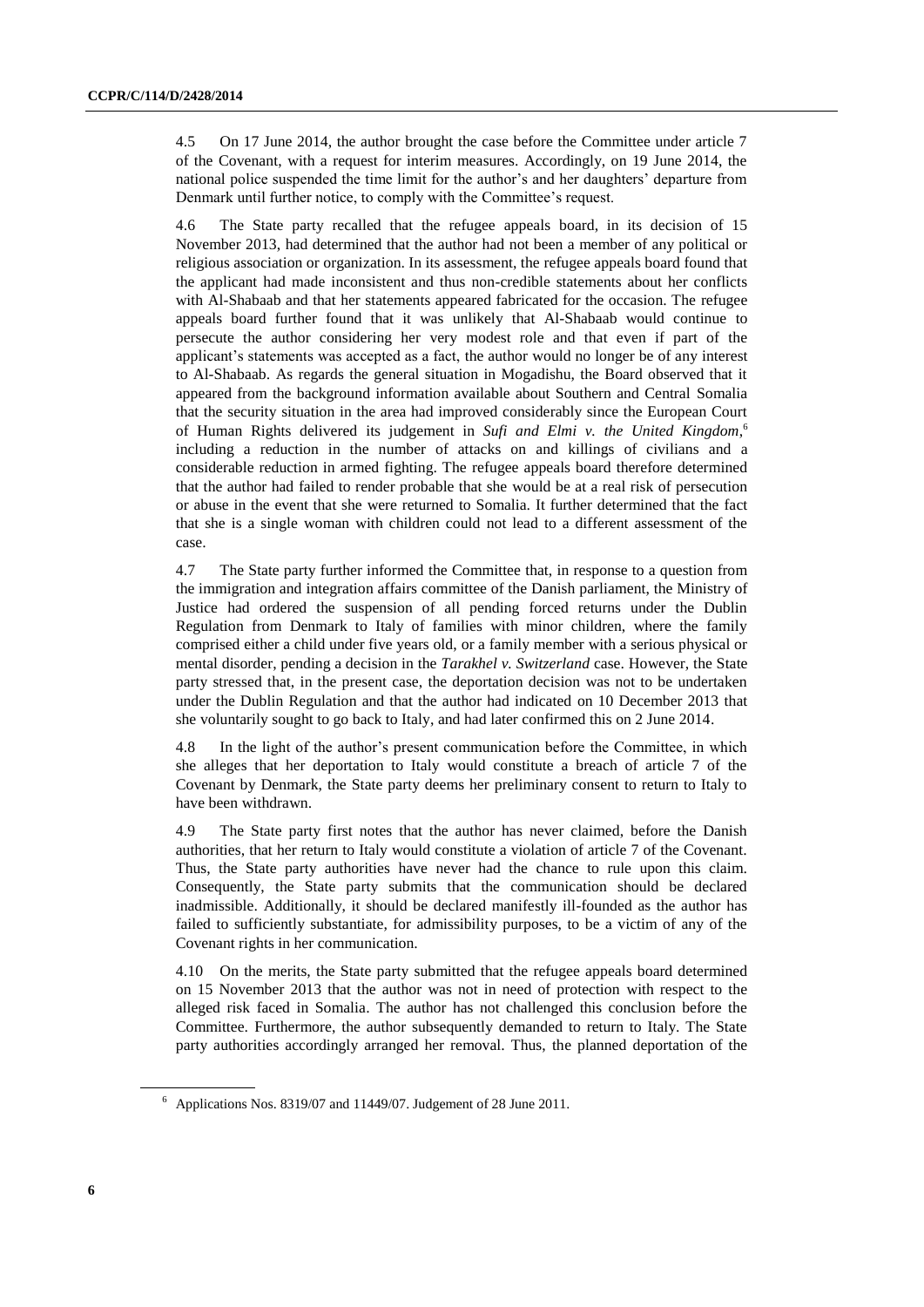4.5 On 17 June 2014, the author brought the case before the Committee under article 7 of the Covenant, with a request for interim measures. Accordingly, on 19 June 2014, the national police suspended the time limit for the author's and her daughters' departure from Denmark until further notice, to comply with the Committee's request.

4.6 The State party recalled that the refugee appeals board, in its decision of 15 November 2013, had determined that the author had not been a member of any political or religious association or organization. In its assessment, the refugee appeals board found that the applicant had made inconsistent and thus non-credible statements about her conflicts with Al-Shabaab and that her statements appeared fabricated for the occasion. The refugee appeals board further found that it was unlikely that Al-Shabaab would continue to persecute the author considering her very modest role and that even if part of the applicant's statements was accepted as a fact, the author would no longer be of any interest to Al-Shabaab. As regards the general situation in Mogadishu, the Board observed that it appeared from the background information available about Southern and Central Somalia that the security situation in the area had improved considerably since the European Court of Human Rights delivered its judgement in *Sufi and Elmi v. the United Kingdom*,[6] including a reduction in the number of attacks on and killings of civilians and a considerable reduction in armed fighting. The refugee appeals board therefore determined that the author had failed to render probable that she would be at a real risk of persecution or abuse in the event that she were returned to Somalia. It further determined that the fact that she is a single woman with children could not lead to a different assessment of the case.

4.7 The State party further informed the Committee that, in response to a question from the immigration and integration affairs committee of the Danish parliament, the Ministry of Justice had ordered the suspension of all pending forced returns under the Dublin Regulation from Denmark to Italy of families with minor children, where the family comprised either a child under five years old, or a family member with a serious physical or mental disorder, pending a decision in the *Tarakhel v. Switzerland* case. However, the State party stressed that, in the present case, the deportation decision was not to be undertaken under the Dublin Regulation and that the author had indicated on 10 December 2013 that she voluntarily sought to go back to Italy, and had later confirmed this on 2 June 2014.

4.8 In the light of the author's present communication before the Committee, in which she alleges that her deportation to Italy would constitute a breach of article 7 of the Covenant by Denmark, the State party deems her preliminary consent to return to Italy to have been withdrawn.

4.9 The State party first notes that the author has never claimed, before the Danish authorities, that her return to Italy would constitute a violation of article 7 of the Covenant. Thus, the State party authorities have never had the chance to rule upon this claim. Consequently, the State party submits that the communication should be declared inadmissible. Additionally, it should be declared manifestly ill-founded as the author has failed to sufficiently substantiate, for admissibility purposes, to be a victim of any of the Covenant rights in her communication.

4.10 On the merits, the State party submitted that the refugee appeals board determined on 15 November 2013 that the author was not in need of protection with respect to the alleged risk faced in Somalia. The author has not challenged this conclusion before the Committee. Furthermore, the author subsequently demanded to return to Italy. The State party authorities accordingly arranged her removal. Thus, the planned deportation of the

[6] Applications Nos. 8319/07 and 11449/07. Judgement of 28 June 2011.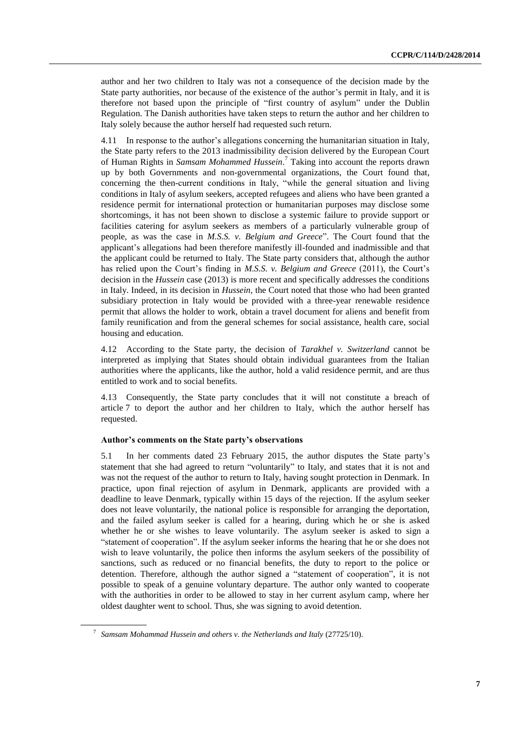author and her two children to Italy was not a consequence of the decision made by the State party authorities, nor because of the existence of the author's permit in Italy, and it is therefore not based upon the principle of "first country of asylum" under the Dublin Regulation. The Danish authorities have taken steps to return the author and her children to Italy solely because the author herself had requested such return.

4.11 In response to the author's allegations concerning the humanitarian situation in Italy, the State party refers to the 2013 inadmissibility decision delivered by the European Court of Human Rights in *Samsam Mohammed Hussein*.[7] Taking into account the reports drawn up by both Governments and non-governmental organizations, the Court found that, concerning the then-current conditions in Italy, "while the general situation and living conditions in Italy of asylum seekers, accepted refugees and aliens who have been granted a residence permit for international protection or humanitarian purposes may disclose some shortcomings, it has not been shown to disclose a systemic failure to provide support or facilities catering for asylum seekers as members of a particularly vulnerable group of people, as was the case in *M.S.S. v. Belgium and Greece*". The Court found that the applicant's allegations had been therefore manifestly ill-founded and inadmissible and that the applicant could be returned to Italy. The State party considers that, although the author has relied upon the Court's finding in *M.S.S. v. Belgium and Greece* (2011), the Court's decision in the *Hussein* case (2013) is more recent and specifically addresses the conditions in Italy. Indeed, in its decision in *Hussein*, the Court noted that those who had been granted subsidiary protection in Italy would be provided with a three-year renewable residence permit that allows the holder to work, obtain a travel document for aliens and benefit from family reunification and from the general schemes for social assistance, health care, social housing and education.

4.12 According to the State party, the decision of *Tarakhel v. Switzerland* cannot be interpreted as implying that States should obtain individual guarantees from the Italian authorities where the applicants, like the author, hold a valid residence permit, and are thus entitled to work and to social benefits.

4.13 Consequently, the State party concludes that it will not constitute a breach of article 7 to deport the author and her children to Italy, which the author herself has requested.

### Author's comments on the State party's observations

5.1 In her comments dated 23 February 2015, the author disputes the State party's statement that she had agreed to return "voluntarily" to Italy, and states that it is not and was not the request of the author to return to Italy, having sought protection in Denmark. In practice, upon final rejection of asylum in Denmark, applicants are provided with a deadline to leave Denmark, typically within 15 days of the rejection. If the asylum seeker does not leave voluntarily, the national police is responsible for arranging the deportation, and the failed asylum seeker is called for a hearing, during which he or she is asked whether he or she wishes to leave voluntarily. The asylum seeker is asked to sign a "statement of cooperation". If the asylum seeker informs the hearing that he or she does not wish to leave voluntarily, the police then informs the asylum seekers of the possibility of sanctions, such as reduced or no financial benefits, the duty to report to the police or detention. Therefore, although the author signed a "statement of cooperation", it is not possible to speak of a genuine voluntary departure. The author only wanted to cooperate with the authorities in order to be allowed to stay in her current asylum camp, where her oldest daughter went to school. Thus, she was signing to avoid detention.

[7] *Samsam Mohammad Hussein and others v. the Netherlands and Italy* (27725/10).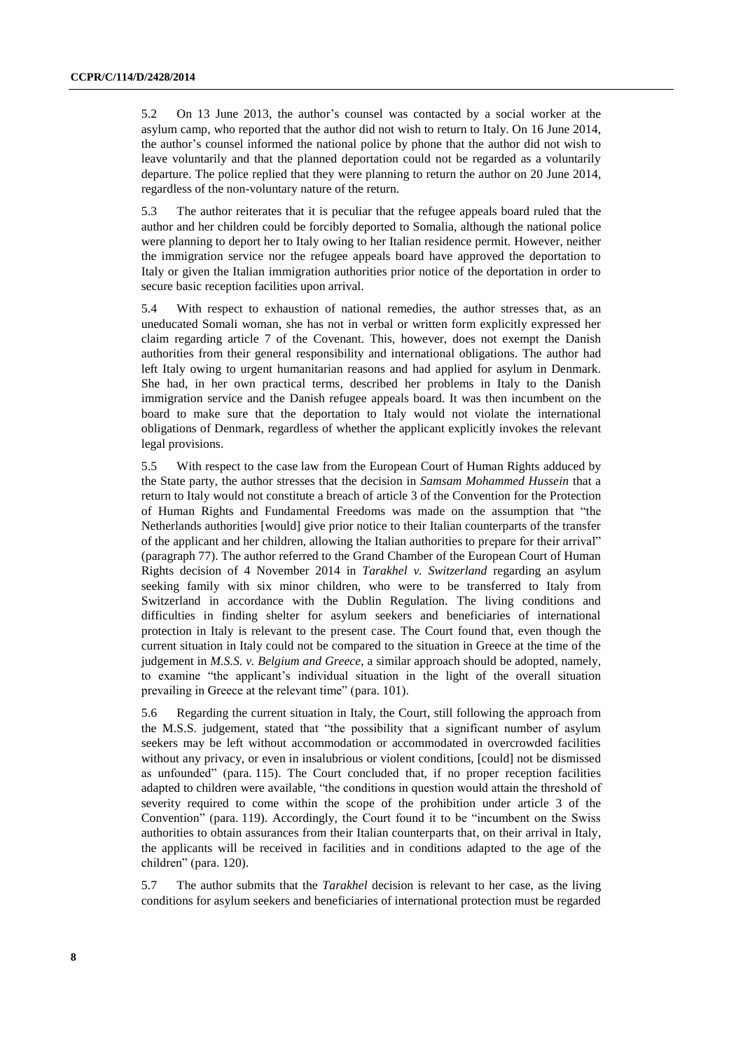5.2 On 13 June 2013, the author's counsel was contacted by a social worker at the asylum camp, who reported that the author did not wish to return to Italy. On 16 June 2014, the author's counsel informed the national police by phone that the author did not wish to leave voluntarily and that the planned deportation could not be regarded as a voluntarily departure. The police replied that they were planning to return the author on 20 June 2014, regardless of the non-voluntary nature of the return.

5.3 The author reiterates that it is peculiar that the refugee appeals board ruled that the author and her children could be forcibly deported to Somalia, although the national police were planning to deport her to Italy owing to her Italian residence permit. However, neither the immigration service nor the refugee appeals board have approved the deportation to Italy or given the Italian immigration authorities prior notice of the deportation in order to secure basic reception facilities upon arrival.

5.4 With respect to exhaustion of national remedies, the author stresses that, as an uneducated Somali woman, she has not in verbal or written form explicitly expressed her claim regarding article 7 of the Covenant. This, however, does not exempt the Danish authorities from their general responsibility and international obligations. The author had left Italy owing to urgent humanitarian reasons and had applied for asylum in Denmark. She had, in her own practical terms, described her problems in Italy to the Danish immigration service and the Danish refugee appeals board. It was then incumbent on the board to make sure that the deportation to Italy would not violate the international obligations of Denmark, regardless of whether the applicant explicitly invokes the relevant legal provisions.

5.5 With respect to the case law from the European Court of Human Rights adduced by the State party, the author stresses that the decision in *Samsam Mohammed Hussein* that a return to Italy would not constitute a breach of article 3 of the Convention for the Protection of Human Rights and Fundamental Freedoms was made on the assumption that "the Netherlands authorities [would] give prior notice to their Italian counterparts of the transfer of the applicant and her children, allowing the Italian authorities to prepare for their arrival" (paragraph 77). The author referred to the Grand Chamber of the European Court of Human Rights decision of 4 November 2014 in *Tarakhel v. Switzerland* regarding an asylum seeking family with six minor children, who were to be transferred to Italy from Switzerland in accordance with the Dublin Regulation. The living conditions and difficulties in finding shelter for asylum seekers and beneficiaries of international protection in Italy is relevant to the present case. The Court found that, even though the current situation in Italy could not be compared to the situation in Greece at the time of the judgement in *M.S.S. v. Belgium and Greece*, a similar approach should be adopted, namely, to examine "the applicant's individual situation in the light of the overall situation prevailing in Greece at the relevant time" (para. 101).

5.6 Regarding the current situation in Italy, the Court, still following the approach from the M.S.S. judgement, stated that "the possibility that a significant number of asylum seekers may be left without accommodation or accommodated in overcrowded facilities without any privacy, or even in insalubrious or violent conditions, [could] not be dismissed as unfounded" (para. 115). The Court concluded that, if no proper reception facilities adapted to children were available, "the conditions in question would attain the threshold of severity required to come within the scope of the prohibition under article 3 of the Convention" (para. 119). Accordingly, the Court found it to be "incumbent on the Swiss authorities to obtain assurances from their Italian counterparts that, on their arrival in Italy, the applicants will be received in facilities and in conditions adapted to the age of the children" (para. 120).

5.7 The author submits that the *Tarakhel* decision is relevant to her case, as the living conditions for asylum seekers and beneficiaries of international protection must be regarded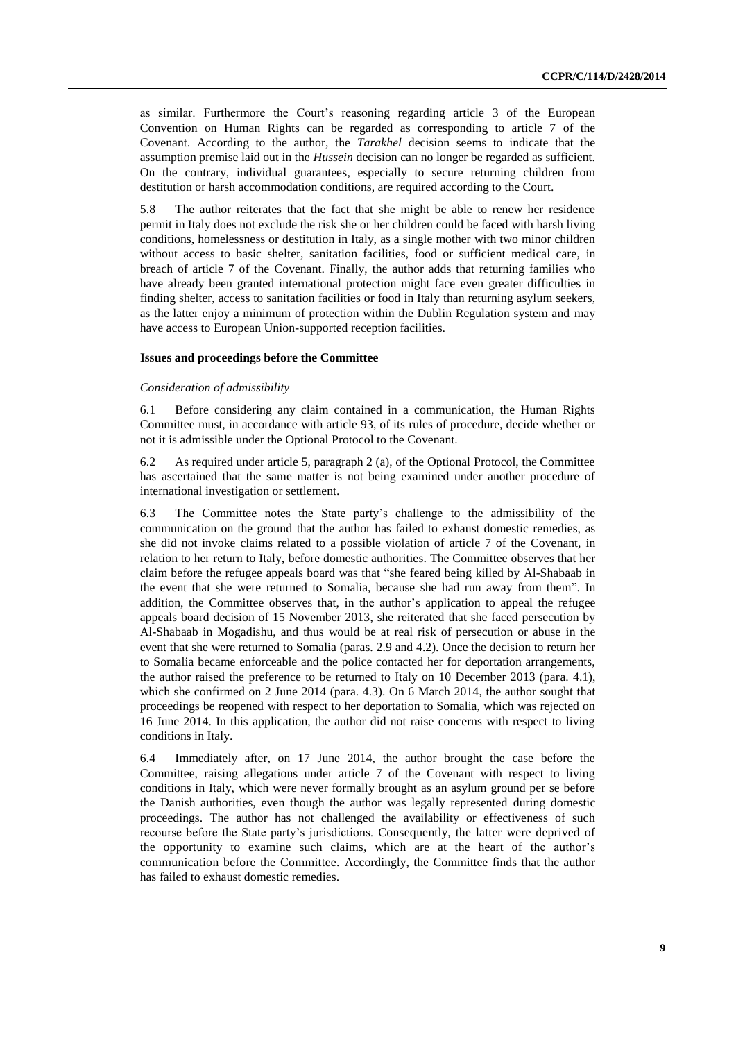as similar. Furthermore the Court's reasoning regarding article 3 of the European Convention on Human Rights can be regarded as corresponding to article 7 of the Covenant. According to the author, the *Tarakhel* decision seems to indicate that the assumption premise laid out in the *Hussein* decision can no longer be regarded as sufficient. On the contrary, individual guarantees, especially to secure returning children from destitution or harsh accommodation conditions, are required according to the Court.

5.8 The author reiterates that the fact that she might be able to renew her residence permit in Italy does not exclude the risk she or her children could be faced with harsh living conditions, homelessness or destitution in Italy, as a single mother with two minor children without access to basic shelter, sanitation facilities, food or sufficient medical care, in breach of article 7 of the Covenant. Finally, the author adds that returning families who have already been granted international protection might face even greater difficulties in finding shelter, access to sanitation facilities or food in Italy than returning asylum seekers, as the latter enjoy a minimum of protection within the Dublin Regulation system and may have access to European Union-supported reception facilities.

### Issues and proceedings before the Committee

#### *Consideration of admissibility*

6.1 Before considering any claim contained in a communication, the Human Rights Committee must, in accordance with article 93, of its rules of procedure, decide whether or not it is admissible under the Optional Protocol to the Covenant.

6.2 As required under article 5, paragraph 2 (a), of the Optional Protocol, the Committee has ascertained that the same matter is not being examined under another procedure of international investigation or settlement.

6.3 The Committee notes the State party's challenge to the admissibility of the communication on the ground that the author has failed to exhaust domestic remedies, as she did not invoke claims related to a possible violation of article 7 of the Covenant, in relation to her return to Italy, before domestic authorities. The Committee observes that her claim before the refugee appeals board was that "she feared being killed by Al-Shabaab in the event that she were returned to Somalia, because she had run away from them". In addition, the Committee observes that, in the author's application to appeal the refugee appeals board decision of 15 November 2013, she reiterated that she faced persecution by Al-Shabaab in Mogadishu, and thus would be at real risk of persecution or abuse in the event that she were returned to Somalia (paras. 2.9 and 4.2). Once the decision to return her to Somalia became enforceable and the police contacted her for deportation arrangements, the author raised the preference to be returned to Italy on 10 December 2013 (para. 4.1), which she confirmed on 2 June 2014 (para. 4.3). On 6 March 2014, the author sought that proceedings be reopened with respect to her deportation to Somalia, which was rejected on 16 June 2014. In this application, the author did not raise concerns with respect to living conditions in Italy.

6.4 Immediately after, on 17 June 2014, the author brought the case before the Committee, raising allegations under article 7 of the Covenant with respect to living conditions in Italy, which were never formally brought as an asylum ground per se before the Danish authorities, even though the author was legally represented during domestic proceedings. The author has not challenged the availability or effectiveness of such recourse before the State party's jurisdictions. Consequently, the latter were deprived of the opportunity to examine such claims, which are at the heart of the author's communication before the Committee. Accordingly, the Committee finds that the author has failed to exhaust domestic remedies.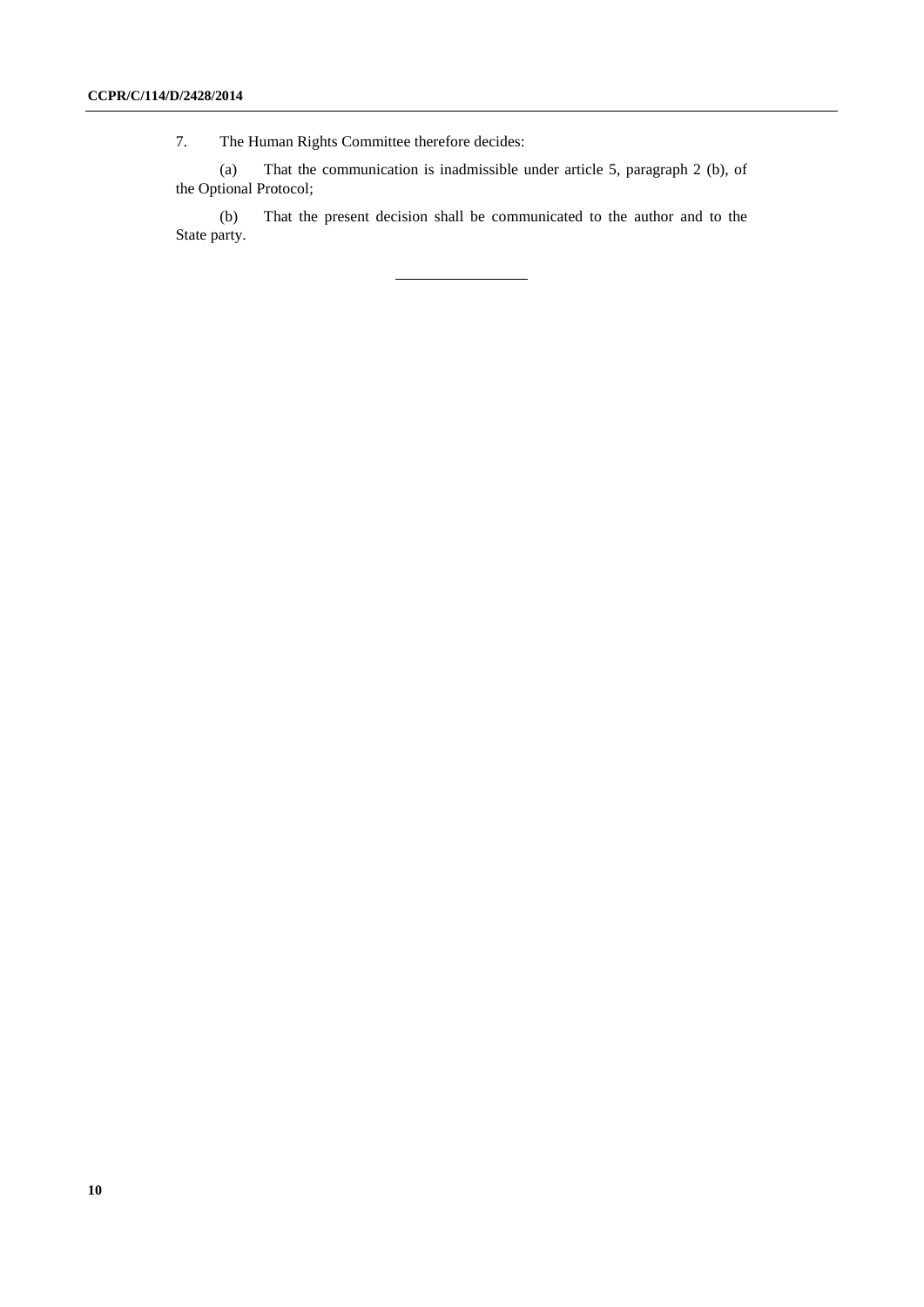7. The Human Rights Committee therefore decides:

(a) That the communication is inadmissible under article 5, paragraph 2 (b), of the Optional Protocol;

(b) That the present decision shall be communicated to the author and to the State party.